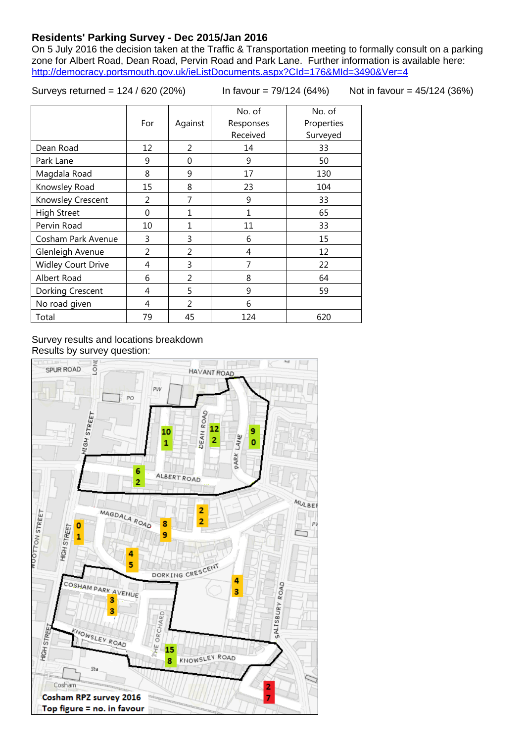## Residents' Parking Survey - Dec 2015/Jan 2016

On 5 July 2016 the decision taken at the Traffic & Transportation meeting to formally consult on a parking zone for Albert Road, Dean Road, Pervin Road and Park Lane. Further information is available here: http://democracy.portsmouth.gov.uk/ieListDocuments.aspx?CId=176&MId=3490&Ver=4

Surveys returned = 124 / 620 (20%) In favour = 79/124 (64%) Not in favour = 45/124 (36%)

| | For | Against | No. of Responses Received | No. of Properties Surveyed |
|---|---|---|---|---|
| Dean Road | 12 | 2 | 14 | 33 |
| Park Lane | 9 | 0 | 9 | 50 |
| Magdala Road | 8 | 9 | 17 | 130 |
| Knowsley Road | 15 | 8 | 23 | 104 |
| Knowsley Crescent | 2 | 7 | 9 | 33 |
| High Street | 0 | 1 | 1 | 65 |
| Pervin Road | 10 | 1 | 11 | 33 |
| Cosham Park Avenue | 3 | 3 | 6 | 15 |
| Glenleigh Avenue | 2 | 2 | 4 | 12 |
| Widley Court Drive | 4 | 3 | 7 | 22 |
| Albert Road | 6 | 2 | 8 | 64 |
| Dorking Crescent | 4 | 5 | 9 | 59 |
| No road given | 4 | 2 | 6 | |
| Total | 79 | 45 | 124 | 620 |

Survey results and locations breakdown
Results by survey question:

Cosham RPZ survey 2016
Top figure = no. in favour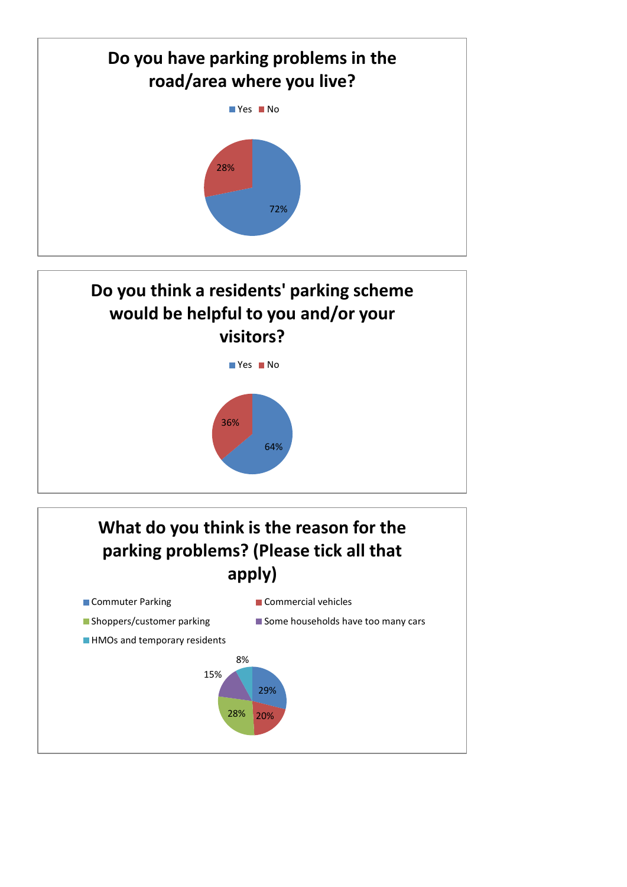## Do you have parking problems in the road/area where you live?

| Response | Percentage |
| --- | --- |
| Yes | 72% |
| No | 28% |

## Do you think a residents' parking scheme would be helpful to you and/or your visitors?

| Response | Percentage |
| --- | --- |
| Yes | 64% |
| No | 36% |

## What do you think is the reason for the parking problems? (Please tick all that apply)

| Reason | Percentage |
| --- | --- |
| Commuter Parking | 29% |
| Commercial vehicles | 20% |
| Shoppers/customer parking | 28% |
| Some households have too many cars | 15% |
| HMOs and temporary residents | 8% |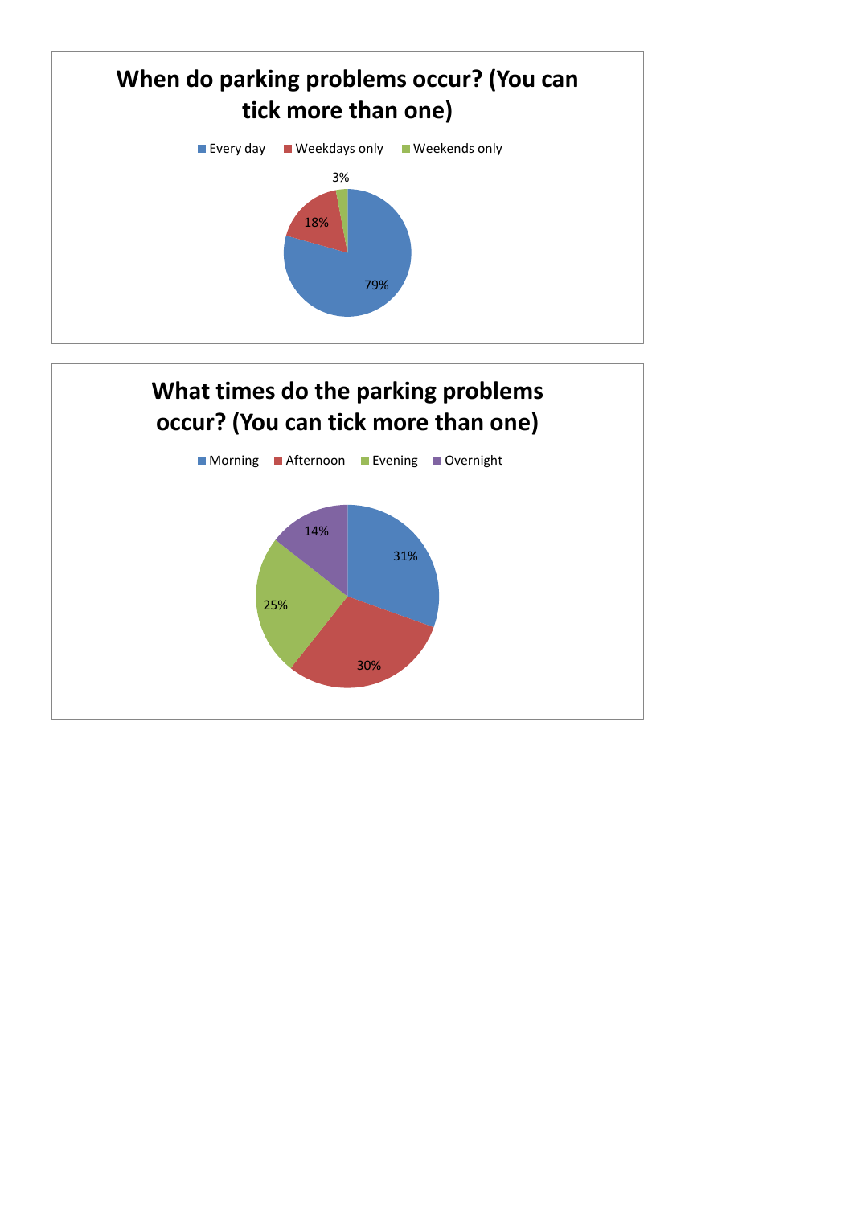## When do parking problems occur? (You can tick more than one)

Every day
Weekdays only
Weekends only

3%
18%
79%

## What times do the parking problems occur? (You can tick more than one)

Morning
Afternoon
Evening
Overnight

14%
31%
25%
30%